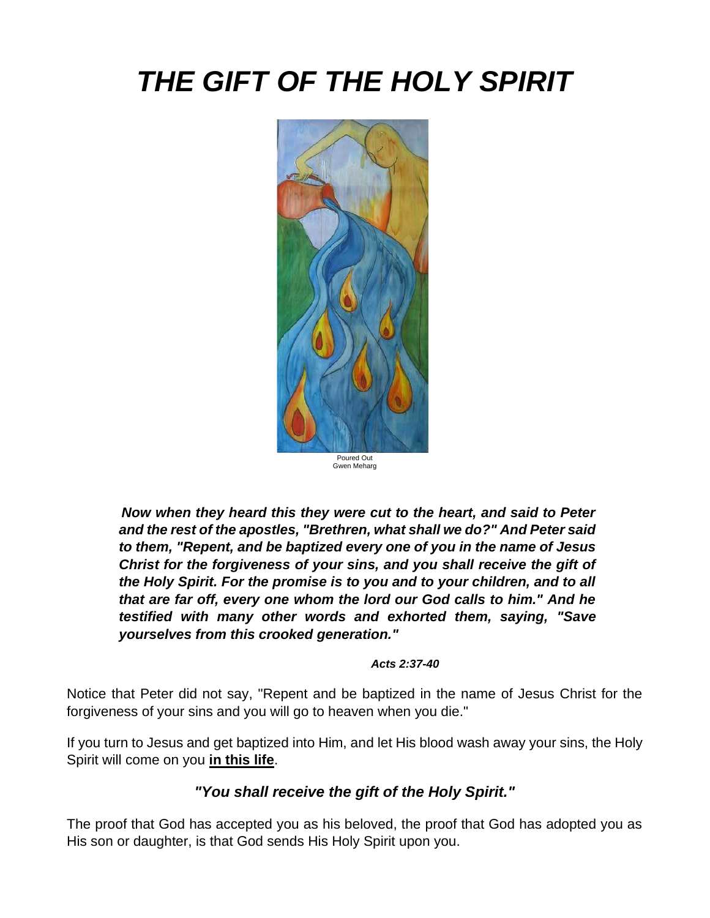# *THE GIFT OF THE HOLY SPIRIT*

Poured Out
Gwen Meharg

> ***Now when they heard this they were cut to the heart, and said to Peter and the rest of the apostles, "Brethren, what shall we do?" And Peter said to them, "Repent, and be baptized every one of you in the name of Jesus Christ for the forgiveness of your sins, and you shall receive the gift of the Holy Spirit. For the promise is to you and to your children, and to all that are far off, every one whom the lord our God calls to him." And he testified with many other words and exhorted them, saying, "Save yourselves from this crooked generation."***
>
> ***Acts 2:37-40***

Notice that Peter did not say, "Repent and be baptized in the name of Jesus Christ for the forgiveness of your sins and you will go to heaven when you die."

If you turn to Jesus and get baptized into Him, and let His blood wash away your sins, the Holy Spirit will come on you **<u>in this life</u>**.

### *"You shall receive the gift of the Holy Spirit."*

The proof that God has accepted you as his beloved, the proof that God has adopted you as His son or daughter, is that God sends His Holy Spirit upon you.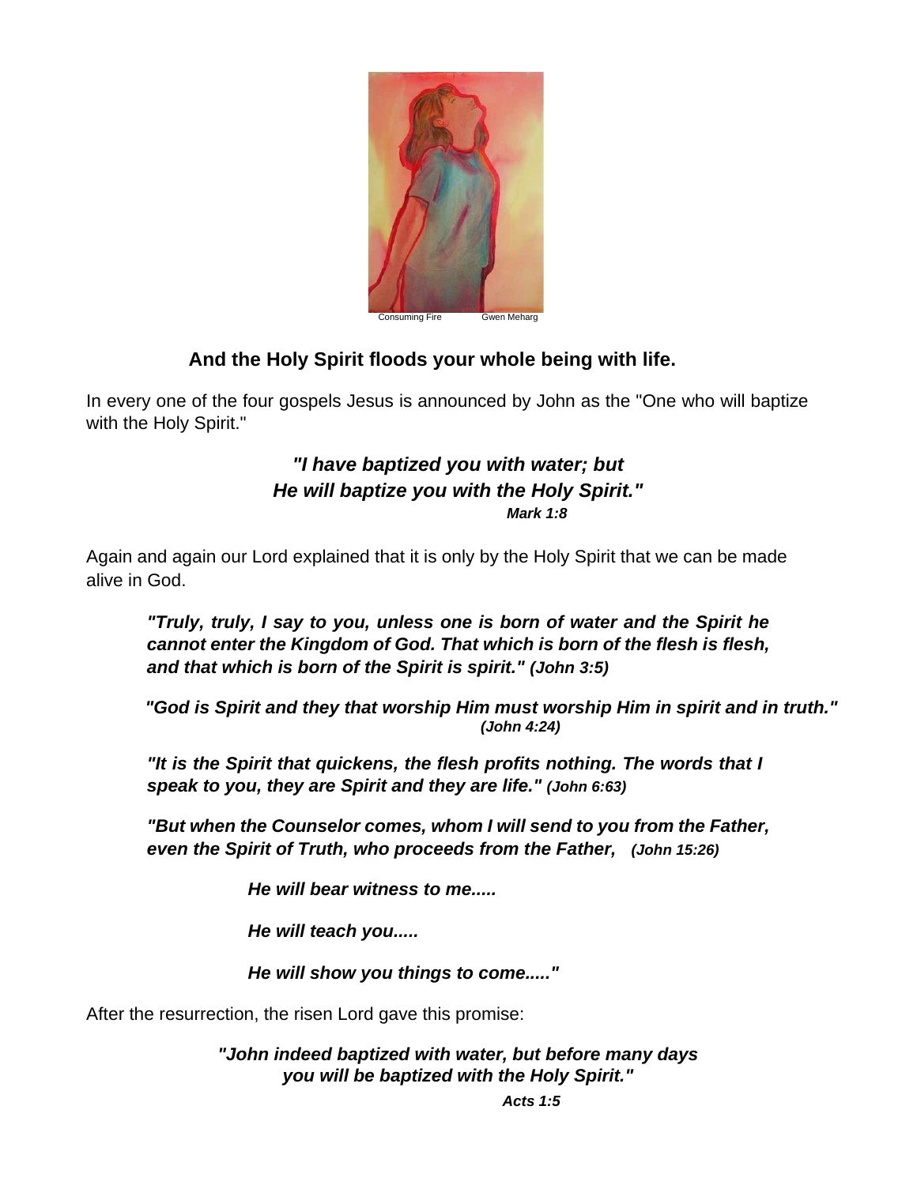Consuming Fire Gwen Meharg

**And the Holy Spirit floods your whole being with life.**

In every one of the four gospels Jesus is announced by John as the "One who will baptize with the Holy Spirit."

***"I have baptized you with water; but He will baptize you with the Holy Spirit."***
***Mark 1:8***

Again and again our Lord explained that it is only by the Holy Spirit that we can be made alive in God.

> ***"Truly, truly, I say to you, unless one is born of water and the Spirit he cannot enter the Kingdom of God. That which is born of the flesh is flesh, and that which is born of the Spirit is spirit." (John 3:5)***
>
> ***"God is Spirit and they that worship Him must worship Him in spirit and in truth." (John 4:24)***
>
> ***"It is the Spirit that quickens, the flesh profits nothing. The words that I speak to you, they are Spirit and they are life." (John 6:63)***
>
> ***"But when the Counselor comes, whom I will send to you from the Father, even the Spirit of Truth, who proceeds from the Father, (John 15:26)***
>
> ***He will bear witness to me.....***
>
> ***He will teach you.....***
>
> ***He will show you things to come....."***

After the resurrection, the risen Lord gave this promise:

***"John indeed baptized with water, but before many days you will be baptized with the Holy Spirit."***
***Acts 1:5***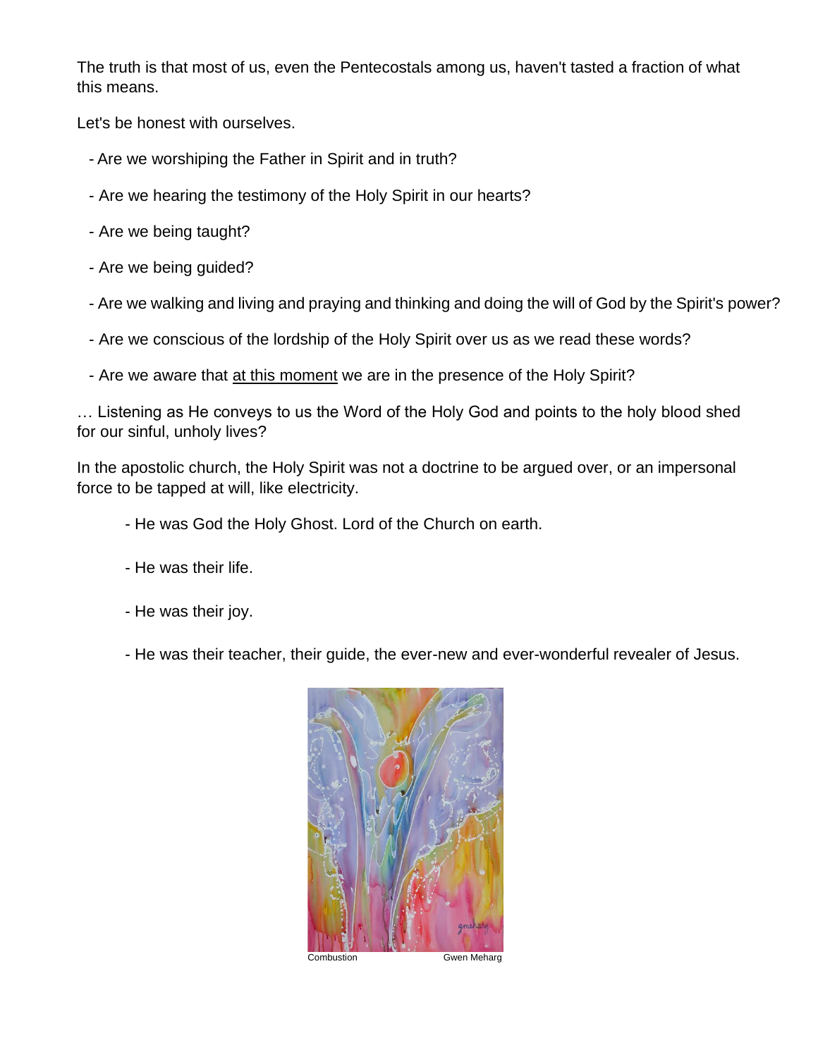The truth is that most of us, even the Pentecostals among us, haven't tasted a fraction of what this means.

Let's be honest with ourselves.

- Are we worshiping the Father in Spirit and in truth?
- Are we hearing the testimony of the Holy Spirit in our hearts?
- Are we being taught?
- Are we being guided?
- Are we walking and living and praying and thinking and doing the will of God by the Spirit's power?
- Are we conscious of the lordship of the Holy Spirit over us as we read these words?
- Are we aware that <u>at this moment</u> we are in the presence of the Holy Spirit?

… Listening as He conveys to us the Word of the Holy God and points to the holy blood shed for our sinful, unholy lives?

In the apostolic church, the Holy Spirit was not a doctrine to be argued over, or an impersonal force to be tapped at will, like electricity.

- He was God the Holy Ghost. Lord of the Church on earth.
- He was their life.
- He was their joy.
- He was their teacher, their guide, the ever-new and ever-wonderful revealer of Jesus.

Combustion Gwen Meharg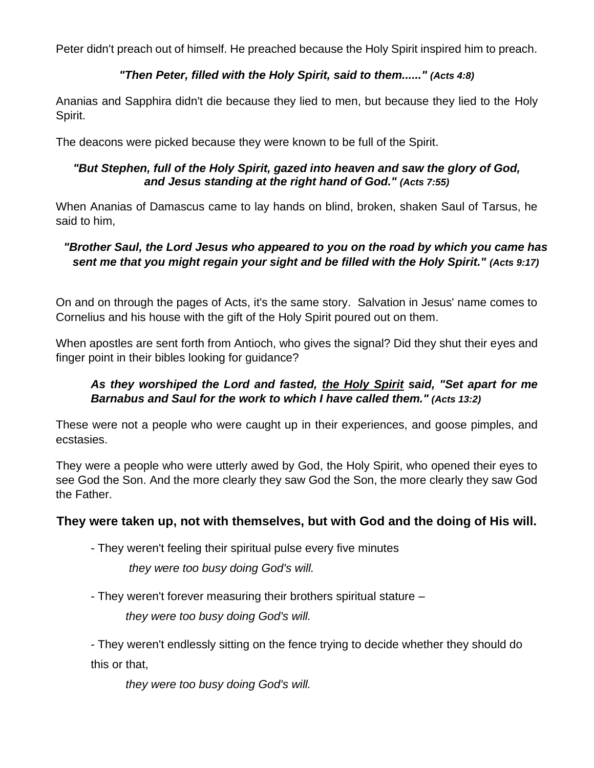Peter didn't preach out of himself. He preached because the Holy Spirit inspired him to preach.

***"Then Peter, filled with the Holy Spirit, said to them......" (Acts 4:8)***

Ananias and Sapphira didn't die because they lied to men, but because they lied to the Holy Spirit.

The deacons were picked because they were known to be full of the Spirit.

***"But Stephen, full of the Holy Spirit, gazed into heaven and saw the glory of God, and Jesus standing at the right hand of God." (Acts 7:55)***

When Ananias of Damascus came to lay hands on blind, broken, shaken Saul of Tarsus, he said to him,

***"Brother Saul, the Lord Jesus who appeared to you on the road by which you came has sent me that you might regain your sight and be filled with the Holy Spirit." (Acts 9:17)***

On and on through the pages of Acts, it's the same story. Salvation in Jesus' name comes to Cornelius and his house with the gift of the Holy Spirit poured out on them.

When apostles are sent forth from Antioch, who gives the signal? Did they shut their eyes and finger point in their bibles looking for guidance?

***As they worshiped the Lord and fasted, <u>the Holy Spirit</u> said, "Set apart for me Barnabus and Saul for the work to which I have called them." (Acts 13:2)***

These were not a people who were caught up in their experiences, and goose pimples, and ecstasies.

They were a people who were utterly awed by God, the Holy Spirit, who opened their eyes to see God the Son. And the more clearly they saw God the Son, the more clearly they saw God the Father.

**They were taken up, not with themselves, but with God and the doing of His will.**

- They weren't feeling their spiritual pulse every five minutes

  *they were too busy doing God's will.*

- They weren't forever measuring their brothers spiritual stature –

  *they were too busy doing God's will.*

- They weren't endlessly sitting on the fence trying to decide whether they should do this or that,

  *they were too busy doing God's will.*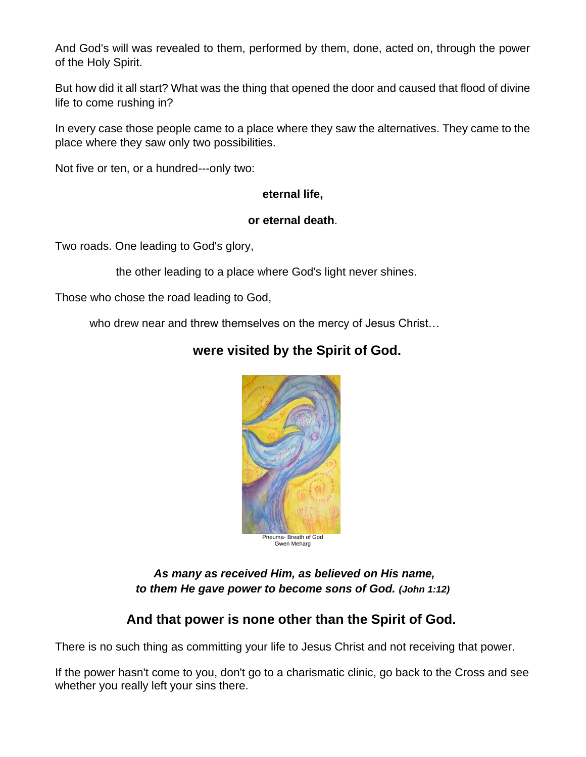And God's will was revealed to them, performed by them, done, acted on, through the power of the Holy Spirit.

But how did it all start? What was the thing that opened the door and caused that flood of divine life to come rushing in?

In every case those people came to a place where they saw the alternatives. They came to the place where they saw only two possibilities.

Not five or ten, or a hundred---only two:

**eternal life,**

**or eternal death**.

Two roads. One leading to God's glory,

the other leading to a place where God's light never shines.

Those who chose the road leading to God,

who drew near and threw themselves on the mercy of Jesus Christ…

**were visited by the Spirit of God.**

Pneuma- Breath of God
Gwen Meharg

***As many as received Him, as believed on His name,***
***to them He gave power to become sons of God. (John 1:12)***

**And that power is none other than the Spirit of God.**

There is no such thing as committing your life to Jesus Christ and not receiving that power.

If the power hasn't come to you, don't go to a charismatic clinic, go back to the Cross and see whether you really left your sins there.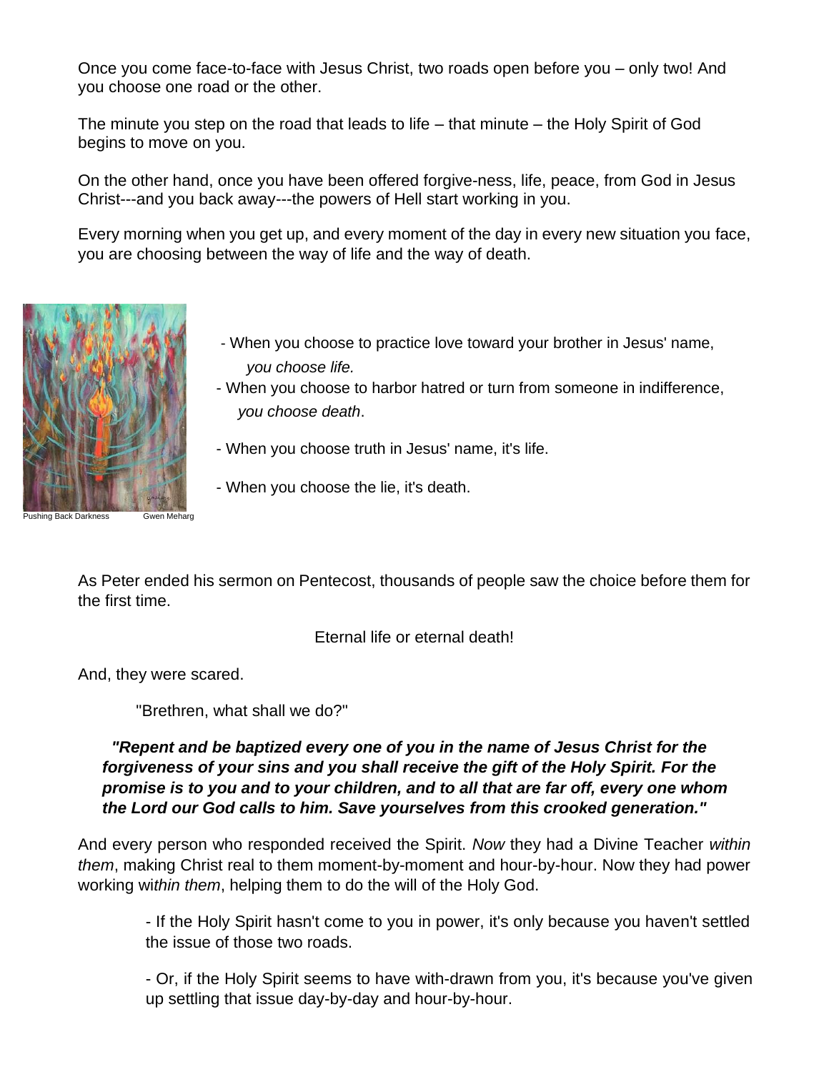Once you come face-to-face with Jesus Christ, two roads open before you – only two! And you choose one road or the other.

The minute you step on the road that leads to life – that minute – the Holy Spirit of God begins to move on you.

On the other hand, once you have been offered forgive-ness, life, peace, from God in Jesus Christ---and you back away---the powers of Hell start working in you.

Every morning when you get up, and every moment of the day in every new situation you face, you are choosing between the way of life and the way of death.

Pushing Back Darkness     Gwen Meharg

- When you choose to practice love toward your brother in Jesus' name, *you choose life.*
- When you choose to harbor hatred or turn from someone in indifference, *you choose death*.
- When you choose truth in Jesus' name, it's life.
- When you choose the lie, it's death.

As Peter ended his sermon on Pentecost, thousands of people saw the choice before them for the first time.

Eternal life or eternal death!

And, they were scared.

"Brethren, what shall we do?"

***"Repent and be baptized every one of you in the name of Jesus Christ for the forgiveness of your sins and you shall receive the gift of the Holy Spirit. For the promise is to you and to your children, and to all that are far off, every one whom the Lord our God calls to him. Save yourselves from this crooked generation."***

And every person who responded received the Spirit. *Now* they had a Divine Teacher *within them*, making Christ real to them moment-by-moment and hour-by-hour. Now they had power working wi*thin them*, helping them to do the will of the Holy God.

- If the Holy Spirit hasn't come to you in power, it's only because you haven't settled the issue of those two roads.

- Or, if the Holy Spirit seems to have with-drawn from you, it's because you've given up settling that issue day-by-day and hour-by-hour.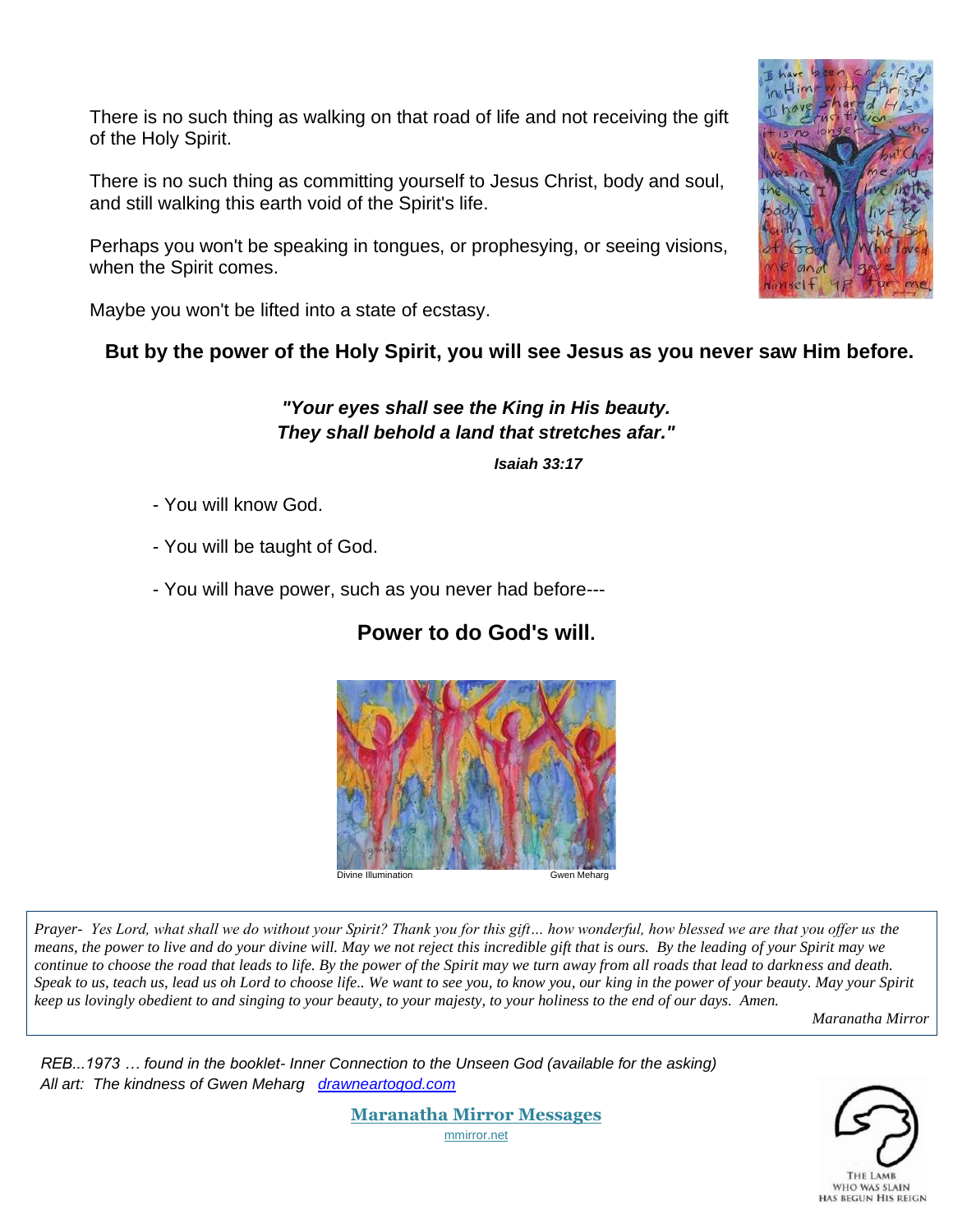There is no such thing as walking on that road of life and not receiving the gift of the Holy Spirit.

There is no such thing as committing yourself to Jesus Christ, body and soul, and still walking this earth void of the Spirit's life.

Perhaps you won't be speaking in tongues, or prophesying, or seeing visions, when the Spirit comes.

Maybe you won't be lifted into a state of ecstasy.

**But by the power of the Holy Spirit, you will see Jesus as you never saw Him before.**

***"Your eyes shall see the King in His beauty.***
***They shall behold a land that stretches afar."***

***Isaiah 33:17***

- You will know God.
- You will be taught of God.
- You will have power, such as you never had before---

**Power to do God's will.**

Divine Illumination Gwen Meharg

*Prayer- Yes Lord, what shall we do without your Spirit? Thank you for this gift… how wonderful, how blessed we are that you offer us the means, the power to live and do your divine will. May we not reject this incredible gift that is ours. By the leading of your Spirit may we continue to choose the road that leads to life. By the power of the Spirit may we turn away from all roads that lead to darkness and death. Speak to us, teach us, lead us oh Lord to choose life.. We want to see you, to know you, our king in the power of your beauty. May your Spirit keep us lovingly obedient to and singing to your beauty, to your majesty, to your holiness to the end of our days. Amen.*

*Maranatha Mirror*

*REB...1973 … found in the booklet- Inner Connection to the Unseen God (available for the asking)*
*All art: The kindness of Gwen Meharg drawneartogod.com*

**Maranatha Mirror Messages**
mmirror.net

THE LAMB WHO WAS SLAIN HAS BEGUN HIS REIGN